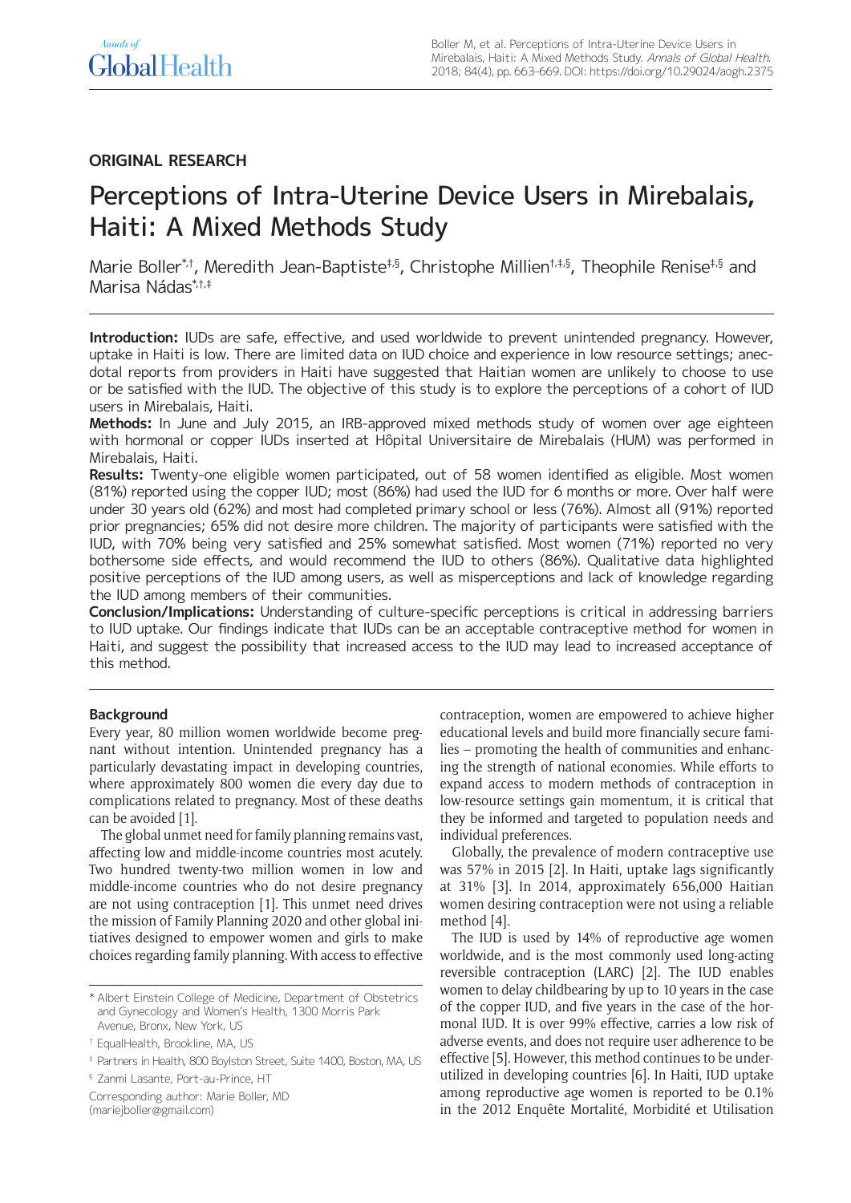ORIGINAL RESEARCH

# Perceptions of Intra-Uterine Device Users in Mirebalais, Haiti: A Mixed Methods Study

Marie Boller[*,†], Meredith Jean-Baptiste[‡,§], Christophe Millien[†,‡,§], Theophile Renise[‡,§] and Marisa Nádas[*,†,‡]

**Introduction:** IUDs are safe, effective, and used worldwide to prevent unintended pregnancy. However, uptake in Haiti is low. There are limited data on IUD choice and experience in low resource settings; anecdotal reports from providers in Haiti have suggested that Haitian women are unlikely to choose to use or be satisfied with the IUD. The objective of this study is to explore the perceptions of a cohort of IUD users in Mirebalais, Haiti.

**Methods:** In June and July 2015, an IRB-approved mixed methods study of women over age eighteen with hormonal or copper IUDs inserted at Hôpital Universitaire de Mirebalais (HUM) was performed in Mirebalais, Haiti.

**Results:** Twenty-one eligible women participated, out of 58 women identified as eligible. Most women (81%) reported using the copper IUD; most (86%) had used the IUD for 6 months or more. Over half were under 30 years old (62%) and most had completed primary school or less (76%). Almost all (91%) reported prior pregnancies; 65% did not desire more children. The majority of participants were satisfied with the IUD, with 70% being very satisfied and 25% somewhat satisfied. Most women (71%) reported no very bothersome side effects, and would recommend the IUD to others (86%). Qualitative data highlighted positive perceptions of the IUD among users, as well as misperceptions and lack of knowledge regarding the IUD among members of their communities.

**Conclusion/Implications:** Understanding of culture-specific perceptions is critical in addressing barriers to IUD uptake. Our findings indicate that IUDs can be an acceptable contraceptive method for women in Haiti, and suggest the possibility that increased access to the IUD may lead to increased acceptance of this method.

## Background

Every year, 80 million women worldwide become pregnant without intention. Unintended pregnancy has a particularly devastating impact in developing countries, where approximately 800 women die every day due to complications related to pregnancy. Most of these deaths can be avoided [1].

The global unmet need for family planning remains vast, affecting low and middle-income countries most acutely. Two hundred twenty-two million women in low and middle-income countries who do not desire pregnancy are not using contraception [1]. This unmet need drives the mission of Family Planning 2020 and other global initiatives designed to empower women and girls to make choices regarding family planning. With access to effective contraception, women are empowered to achieve higher educational levels and build more financially secure families – promoting the health of communities and enhancing the strength of national economies. While efforts to expand access to modern methods of contraception in low-resource settings gain momentum, it is critical that they be informed and targeted to population needs and individual preferences.

Globally, the prevalence of modern contraceptive use was 57% in 2015 [2]. In Haiti, uptake lags significantly at 31% [3]. In 2014, approximately 656,000 Haitian women desiring contraception were not using a reliable method [4].

The IUD is used by 14% of reproductive age women worldwide, and is the most commonly used long-acting reversible contraception (LARC) [2]. The IUD enables women to delay childbearing by up to 10 years in the case of the copper IUD, and five years in the case of the hormonal IUD. It is over 99% effective, carries a low risk of adverse events, and does not require user adherence to be effective [5]. However, this method continues to be underutilized in developing countries [6]. In Haiti, IUD uptake among reproductive age women is reported to be 0.1% in the 2012 Enquête Mortalité, Morbidité et Utilisation

---

[*] Albert Einstein College of Medicine, Department of Obstetrics and Gynecology and Women's Health, 1300 Morris Park Avenue, Bronx, New York, US

[†] EqualHealth, Brookline, MA, US

[‡] Partners in Health, 800 Boylston Street, Suite 1400, Boston, MA, US

[§] Zanmi Lasante, Port-au-Prince, HT

Corresponding author: Marie Boller, MD (mariejboller@gmail.com)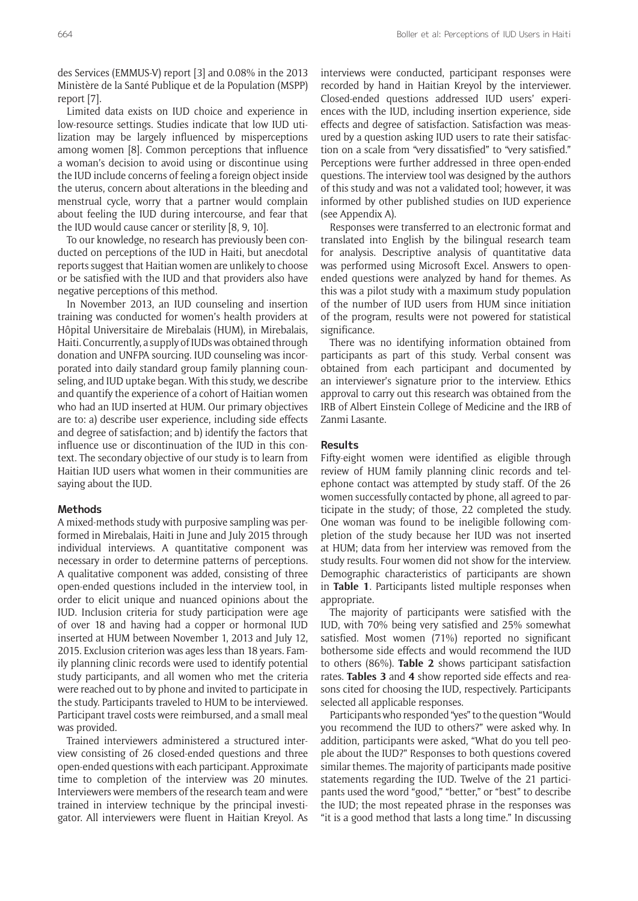des Services (EMMUS-V) report [3] and 0.08% in the 2013 Ministère de la Santé Publique et de la Population (MSPP) report [7].

Limited data exists on IUD choice and experience in low-resource settings. Studies indicate that low IUD utilization may be largely influenced by misperceptions among women [8]. Common perceptions that influence a woman's decision to avoid using or discontinue using the IUD include concerns of feeling a foreign object inside the uterus, concern about alterations in the bleeding and menstrual cycle, worry that a partner would complain about feeling the IUD during intercourse, and fear that the IUD would cause cancer or sterility [8, 9, 10].

To our knowledge, no research has previously been conducted on perceptions of the IUD in Haiti, but anecdotal reports suggest that Haitian women are unlikely to choose or be satisfied with the IUD and that providers also have negative perceptions of this method.

In November 2013, an IUD counseling and insertion training was conducted for women's health providers at Hôpital Universitaire de Mirebalais (HUM), in Mirebalais, Haiti. Concurrently, a supply of IUDs was obtained through donation and UNFPA sourcing. IUD counseling was incorporated into daily standard group family planning counseling, and IUD uptake began. With this study, we describe and quantify the experience of a cohort of Haitian women who had an IUD inserted at HUM. Our primary objectives are to: a) describe user experience, including side effects and degree of satisfaction; and b) identify the factors that influence use or discontinuation of the IUD in this context. The secondary objective of our study is to learn from Haitian IUD users what women in their communities are saying about the IUD.

## Methods

A mixed-methods study with purposive sampling was performed in Mirebalais, Haiti in June and July 2015 through individual interviews. A quantitative component was necessary in order to determine patterns of perceptions. A qualitative component was added, consisting of three open-ended questions included in the interview tool, in order to elicit unique and nuanced opinions about the IUD. Inclusion criteria for study participation were age of over 18 and having had a copper or hormonal IUD inserted at HUM between November 1, 2013 and July 12, 2015. Exclusion criterion was ages less than 18 years. Family planning clinic records were used to identify potential study participants, and all women who met the criteria were reached out to by phone and invited to participate in the study. Participants traveled to HUM to be interviewed. Participant travel costs were reimbursed, and a small meal was provided.

Trained interviewers administered a structured interview consisting of 26 closed-ended questions and three open-ended questions with each participant. Approximate time to completion of the interview was 20 minutes. Interviewers were members of the research team and were trained in interview technique by the principal investigator. All interviewers were fluent in Haitian Kreyol. As interviews were conducted, participant responses were recorded by hand in Haitian Kreyol by the interviewer. Closed-ended questions addressed IUD users' experiences with the IUD, including insertion experience, side effects and degree of satisfaction. Satisfaction was measured by a question asking IUD users to rate their satisfaction on a scale from "very dissatisfied" to "very satisfied." Perceptions were further addressed in three open-ended questions. The interview tool was designed by the authors of this study and was not a validated tool; however, it was informed by other published studies on IUD experience (see Appendix A).

Responses were transferred to an electronic format and translated into English by the bilingual research team for analysis. Descriptive analysis of quantitative data was performed using Microsoft Excel. Answers to open-ended questions were analyzed by hand for themes. As this was a pilot study with a maximum study population of the number of IUD users from HUM since initiation of the program, results were not powered for statistical significance.

There was no identifying information obtained from participants as part of this study. Verbal consent was obtained from each participant and documented by an interviewer's signature prior to the interview. Ethics approval to carry out this research was obtained from the IRB of Albert Einstein College of Medicine and the IRB of Zanmi Lasante.

## Results

Fifty-eight women were identified as eligible through review of HUM family planning clinic records and telephone contact was attempted by study staff. Of the 26 women successfully contacted by phone, all agreed to participate in the study; of those, 22 completed the study. One woman was found to be ineligible following completion of the study because her IUD was not inserted at HUM; data from her interview was removed from the study results. Four women did not show for the interview. Demographic characteristics of participants are shown in **Table 1**. Participants listed multiple responses when appropriate.

The majority of participants were satisfied with the IUD, with 70% being very satisfied and 25% somewhat satisfied. Most women (71%) reported no significant bothersome side effects and would recommend the IUD to others (86%). **Table 2** shows participant satisfaction rates. **Tables 3** and **4** show reported side effects and reasons cited for choosing the IUD, respectively. Participants selected all applicable responses.

Participants who responded "yes" to the question "Would you recommend the IUD to others?" were asked why. In addition, participants were asked, "What do you tell people about the IUD?" Responses to both questions covered similar themes. The majority of participants made positive statements regarding the IUD. Twelve of the 21 participants used the word "good," "better," or "best" to describe the IUD; the most repeated phrase in the responses was "it is a good method that lasts a long time." In discussing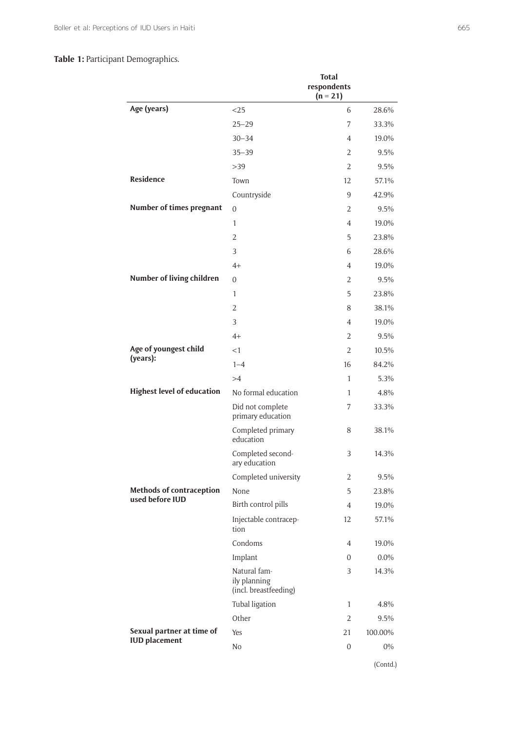**Table 1:** Participant Demographics.

| | | Total respondents (n = 21) | |
|---|---|---|---|
| **Age (years)** | <25 | 6 | 28.6% |
| | 25–29 | 7 | 33.3% |
| | 30–34 | 4 | 19.0% |
| | 35–39 | 2 | 9.5% |
| | >39 | 2 | 9.5% |
| **Residence** | Town | 12 | 57.1% |
| | Countryside | 9 | 42.9% |
| **Number of times pregnant** | 0 | 2 | 9.5% |
| | 1 | 4 | 19.0% |
| | 2 | 5 | 23.8% |
| | 3 | 6 | 28.6% |
| | 4+ | 4 | 19.0% |
| **Number of living children** | 0 | 2 | 9.5% |
| | 1 | 5 | 23.8% |
| | 2 | 8 | 38.1% |
| | 3 | 4 | 19.0% |
| | 4+ | 2 | 9.5% |
| **Age of youngest child (years):** | <1 | 2 | 10.5% |
| | 1–4 | 16 | 84.2% |
| | >4 | 1 | 5.3% |
| **Highest level of education** | No formal education | 1 | 4.8% |
| | Did not complete primary education | 7 | 33.3% |
| | Completed primary education | 8 | 38.1% |
| | Completed secondary education | 3 | 14.3% |
| | Completed university | 2 | 9.5% |
| **Methods of contraception used before IUD** | None | 5 | 23.8% |
| | Birth control pills | 4 | 19.0% |
| | Injectable contraception | 12 | 57.1% |
| | Condoms | 4 | 19.0% |
| | Implant | 0 | 0.0% |
| | Natural family planning (incl. breastfeeding) | 3 | 14.3% |
| | Tubal ligation | 1 | 4.8% |
| | Other | 2 | 9.5% |
| **Sexual partner at time of IUD placement** | Yes | 21 | 100.00% |
| | No | 0 | 0% |

(Contd.)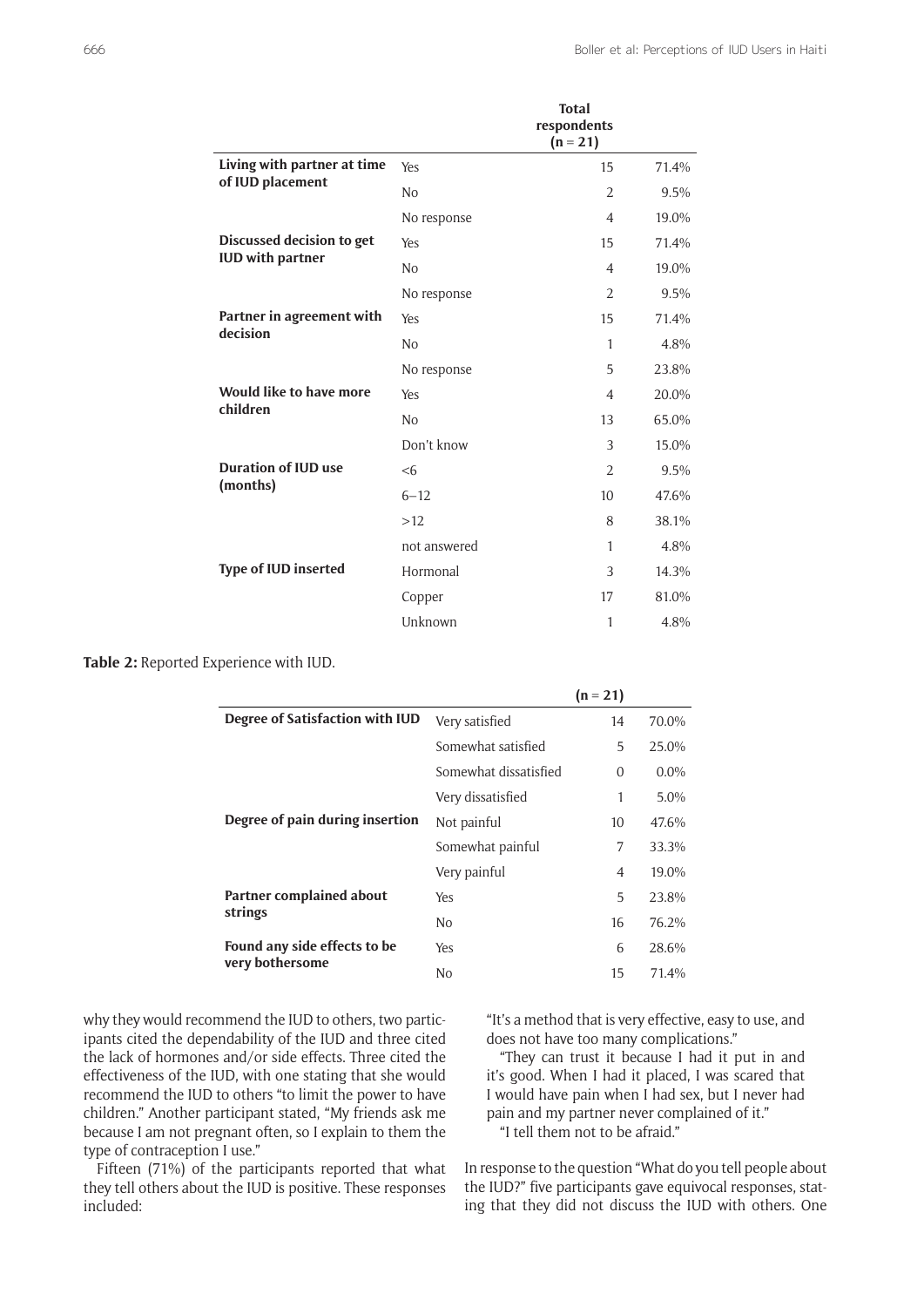| | | Total respondents (n = 21) | |
|---|---|---|---|
| **Living with partner at time of IUD placement** | Yes | 15 | 71.4% |
| | No | 2 | 9.5% |
| | No response | 4 | 19.0% |
| **Discussed decision to get IUD with partner** | Yes | 15 | 71.4% |
| | No | 4 | 19.0% |
| | No response | 2 | 9.5% |
| **Partner in agreement with decision** | Yes | 15 | 71.4% |
| | No | 1 | 4.8% |
| | No response | 5 | 23.8% |
| **Would like to have more children** | Yes | 4 | 20.0% |
| | No | 13 | 65.0% |
| | Don't know | 3 | 15.0% |
| **Duration of IUD use (months)** | <6 | 2 | 9.5% |
| | 6–12 | 10 | 47.6% |
| | >12 | 8 | 38.1% |
| | not answered | 1 | 4.8% |
| **Type of IUD inserted** | Hormonal | 3 | 14.3% |
| | Copper | 17 | 81.0% |
| | Unknown | 1 | 4.8% |

**Table 2:** Reported Experience with IUD.

| | | (n = 21) | |
|---|---|---|---|
| **Degree of Satisfaction with IUD** | Very satisfied | 14 | 70.0% |
| | Somewhat satisfied | 5 | 25.0% |
| | Somewhat dissatisfied | 0 | 0.0% |
| | Very dissatisfied | 1 | 5.0% |
| **Degree of pain during insertion** | Not painful | 10 | 47.6% |
| | Somewhat painful | 7 | 33.3% |
| | Very painful | 4 | 19.0% |
| **Partner complained about strings** | Yes | 5 | 23.8% |
| | No | 16 | 76.2% |
| **Found any side effects to be very bothersome** | Yes | 6 | 28.6% |
| | No | 15 | 71.4% |

why they would recommend the IUD to others, two participants cited the dependability of the IUD and three cited the lack of hormones and/or side effects. Three cited the effectiveness of the IUD, with one stating that she would recommend the IUD to others "to limit the power to have children." Another participant stated, "My friends ask me because I am not pregnant often, so I explain to them the type of contraception I use."

Fifteen (71%) of the participants reported that what they tell others about the IUD is positive. These responses included:

"It's a method that is very effective, easy to use, and does not have too many complications."

"They can trust it because I had it put in and it's good. When I had it placed, I was scared that I would have pain when I had sex, but I never had pain and my partner never complained of it."

"I tell them not to be afraid."

In response to the question "What do you tell people about the IUD?" five participants gave equivocal responses, stating that they did not discuss the IUD with others. One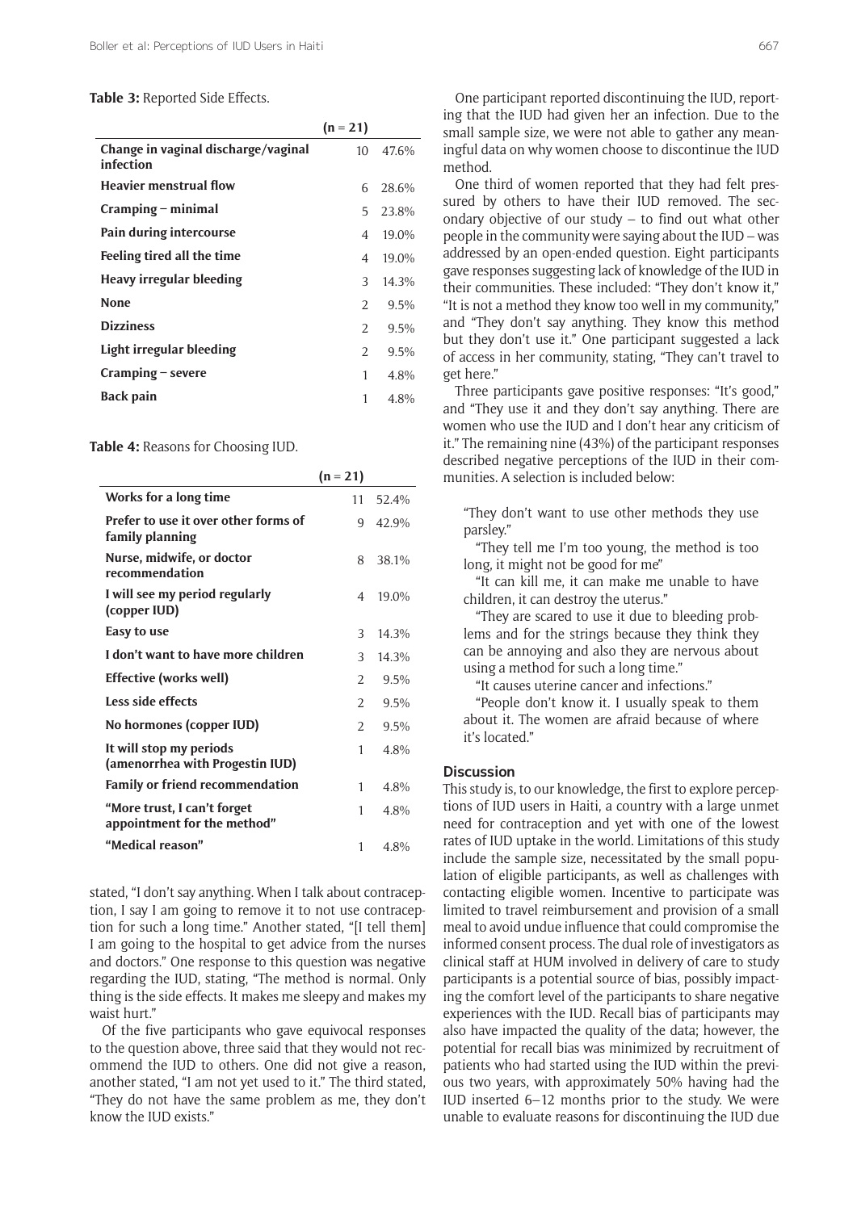**Table 3:** Reported Side Effects.

| | (n = 21) | |
|---|---|---|
| **Change in vaginal discharge/vaginal infection** | 10 | 47.6% |
| **Heavier menstrual flow** | 6 | 28.6% |
| **Cramping – minimal** | 5 | 23.8% |
| **Pain during intercourse** | 4 | 19.0% |
| **Feeling tired all the time** | 4 | 19.0% |
| **Heavy irregular bleeding** | 3 | 14.3% |
| **None** | 2 | 9.5% |
| **Dizziness** | 2 | 9.5% |
| **Light irregular bleeding** | 2 | 9.5% |
| **Cramping – severe** | 1 | 4.8% |
| **Back pain** | 1 | 4.8% |

**Table 4:** Reasons for Choosing IUD.

| | (n = 21) | |
|---|---|---|
| **Works for a long time** | 11 | 52.4% |
| **Prefer to use it over other forms of family planning** | 9 | 42.9% |
| **Nurse, midwife, or doctor recommendation** | 8 | 38.1% |
| **I will see my period regularly (copper IUD)** | 4 | 19.0% |
| **Easy to use** | 3 | 14.3% |
| **I don't want to have more children** | 3 | 14.3% |
| **Effective (works well)** | 2 | 9.5% |
| **Less side effects** | 2 | 9.5% |
| **No hormones (copper IUD)** | 2 | 9.5% |
| **It will stop my periods (amenorrhea with Progestin IUD)** | 1 | 4.8% |
| **Family or friend recommendation** | 1 | 4.8% |
| **"More trust, I can't forget appointment for the method"** | 1 | 4.8% |
| **"Medical reason"** | 1 | 4.8% |

stated, "I don't say anything. When I talk about contraception, I say I am going to remove it to not use contraception for such a long time." Another stated, "[I tell them] I am going to the hospital to get advice from the nurses and doctors." One response to this question was negative regarding the IUD, stating, "The method is normal. Only thing is the side effects. It makes me sleepy and makes my waist hurt."

Of the five participants who gave equivocal responses to the question above, three said that they would not recommend the IUD to others. One did not give a reason, another stated, "I am not yet used to it." The third stated, "They do not have the same problem as me, they don't know the IUD exists."

One participant reported discontinuing the IUD, reporting that the IUD had given her an infection. Due to the small sample size, we were not able to gather any meaningful data on why women choose to discontinue the IUD method.

One third of women reported that they had felt pressured by others to have their IUD removed. The secondary objective of our study – to find out what other people in the community were saying about the IUD – was addressed by an open-ended question. Eight participants gave responses suggesting lack of knowledge of the IUD in their communities. These included: "They don't know it," "It is not a method they know too well in my community," and "They don't say anything. They know this method but they don't use it." One participant suggested a lack of access in her community, stating, "They can't travel to get here."

Three participants gave positive responses: "It's good," and "They use it and they don't say anything. There are women who use the IUD and I don't hear any criticism of it." The remaining nine (43%) of the participant responses described negative perceptions of the IUD in their communities. A selection is included below:

> "They don't want to use other methods they use parsley."
>
> "They tell me I'm too young, the method is too long, it might not be good for me"
>
> "It can kill me, it can make me unable to have children, it can destroy the uterus."
>
> "They are scared to use it due to bleeding problems and for the strings because they think they can be annoying and also they are nervous about using a method for such a long time."
>
> "It causes uterine cancer and infections."
>
> "People don't know it. I usually speak to them about it. The women are afraid because of where it's located."

## Discussion

This study is, to our knowledge, the first to explore perceptions of IUD users in Haiti, a country with a large unmet need for contraception and yet with one of the lowest rates of IUD uptake in the world. Limitations of this study include the sample size, necessitated by the small population of eligible participants, as well as challenges with contacting eligible women. Incentive to participate was limited to travel reimbursement and provision of a small meal to avoid undue influence that could compromise the informed consent process. The dual role of investigators as clinical staff at HUM involved in delivery of care to study participants is a potential source of bias, possibly impacting the comfort level of the participants to share negative experiences with the IUD. Recall bias of participants may also have impacted the quality of the data; however, the potential for recall bias was minimized by recruitment of patients who had started using the IUD within the previous two years, with approximately 50% having had the IUD inserted 6–12 months prior to the study. We were unable to evaluate reasons for discontinuing the IUD due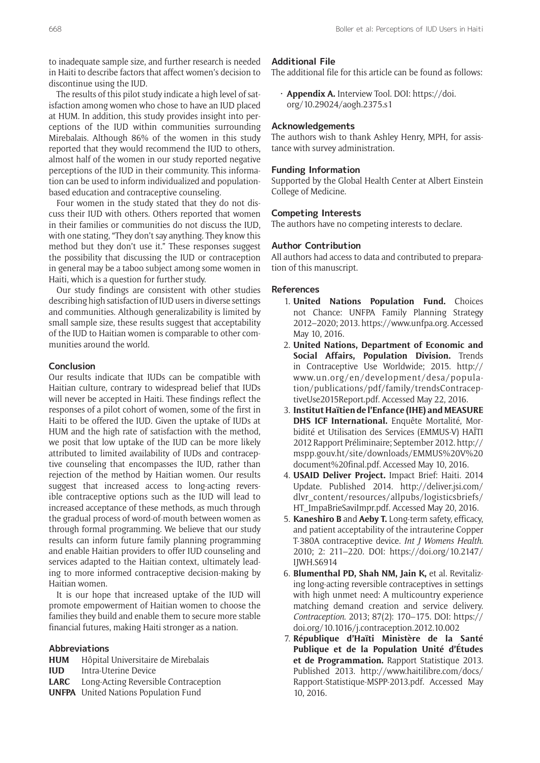to inadequate sample size, and further research is needed in Haiti to describe factors that affect women's decision to discontinue using the IUD.

The results of this pilot study indicate a high level of satisfaction among women who chose to have an IUD placed at HUM. In addition, this study provides insight into perceptions of the IUD within communities surrounding Mirebalais. Although 86% of the women in this study reported that they would recommend the IUD to others, almost half of the women in our study reported negative perceptions of the IUD in their community. This information can be used to inform individualized and population-based education and contraceptive counseling.

Four women in the study stated that they do not discuss their IUD with others. Others reported that women in their families or communities do not discuss the IUD, with one stating, "They don't say anything. They know this method but they don't use it." These responses suggest the possibility that discussing the IUD or contraception in general may be a taboo subject among some women in Haiti, which is a question for further study.

Our study findings are consistent with other studies describing high satisfaction of IUD users in diverse settings and communities. Although generalizability is limited by small sample size, these results suggest that acceptability of the IUD to Haitian women is comparable to other communities around the world.

## Conclusion

Our results indicate that IUDs can be compatible with Haitian culture, contrary to widespread belief that IUDs will never be accepted in Haiti. These findings reflect the responses of a pilot cohort of women, some of the first in Haiti to be offered the IUD. Given the uptake of IUDs at HUM and the high rate of satisfaction with the method, we posit that low uptake of the IUD can be more likely attributed to limited availability of IUDs and contraceptive counseling that encompasses the IUD, rather than rejection of the method by Haitian women. Our results suggest that increased access to long-acting reversible contraceptive options such as the IUD will lead to increased acceptance of these methods, as much through the gradual process of word-of-mouth between women as through formal programming. We believe that our study results can inform future family planning programming and enable Haitian providers to offer IUD counseling and services adapted to the Haitian context, ultimately leading to more informed contraceptive decision-making by Haitian women.

It is our hope that increased uptake of the IUD will promote empowerment of Haitian women to choose the families they build and enable them to secure more stable financial futures, making Haiti stronger as a nation.

## Abbreviations

**HUM** Hôpital Universitaire de Mirebalais
**IUD** Intra-Uterine Device
**LARC** Long-Acting Reversible Contraception
**UNFPA** United Nations Population Fund

## Additional File

The additional file for this article can be found as follows:

- **Appendix A.** Interview Tool. DOI: https://doi.org/10.29024/aogh.2375.s1

## Acknowledgements

The authors wish to thank Ashley Henry, MPH, for assistance with survey administration.

## Funding Information

Supported by the Global Health Center at Albert Einstein College of Medicine.

## Competing Interests

The authors have no competing interests to declare.

## Author Contribution

All authors had access to data and contributed to preparation of this manuscript.

## References

1. **United Nations Population Fund.** Choices not Chance: UNFPA Family Planning Strategy 2012–2020; 2013. https://www.unfpa.org. Accessed May 10, 2016.
2. **United Nations, Department of Economic and Social Affairs, Population Division.** Trends in Contraceptive Use Worldwide; 2015. http://www.un.org/en/development/desa/population/publications/pdf/family/trendsContraceptiveUse2015Report.pdf. Accessed May 22, 2016.
3. **Institut Haïtien de l'Enfance (IHE) and MEASURE DHS ICF International.** Enquête Mortalité, Morbidité et Utilisation des Services (EMMUS-V) HAÏTI 2012 Rapport Préliminaire; September 2012. http://mspp.gouv.ht/site/downloads/EMMUS%20V%20document%20final.pdf. Accessed May 10, 2016.
4. **USAID Deliver Project.** Impact Brief: Haiti. 2014 Update. Published 2014. http://deliver.jsi.com/dlvr_content/resources/allpubs/logisticsbriefs/HT_ImpaBrieSaviImpr.pdf. Accessed May 20, 2016.
5. **Kaneshiro B** and **Aeby T.** Long-term safety, efficacy, and patient acceptability of the intrauterine Copper T-380A contraceptive device. *Int J Womens Health*. 2010; 2: 211–220. DOI: https://doi.org/10.2147/IJWH.S6914
6. **Blumenthal PD, Shah NM, Jain K,** et al. Revitalizing long-acting reversible contraceptives in settings with high unmet need: A multicountry experience matching demand creation and service delivery. *Contraception*. 2013; 87(2): 170–175. DOI: https://doi.org/10.1016/j.contraception.2012.10.002
7. **République d'Haïti Ministère de la Santé Publique et de la Population Unité d'Études et de Programmation.** Rapport Statistique 2013. Published 2013. http://www.haitilibre.com/docs/Rapport-Statistique-MSPP-2013.pdf. Accessed May 10, 2016.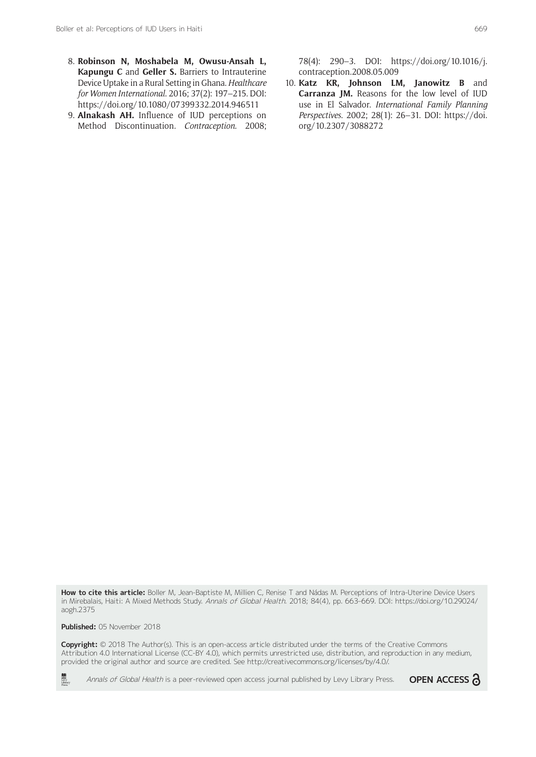8. **Robinson N, Moshabela M, Owusu-Ansah L, Kapungu C** and **Geller S.** Barriers to Intrauterine Device Uptake in a Rural Setting in Ghana. *Healthcare for Women International*. 2016; 37(2): 197–215. DOI: https://doi.org/10.1080/07399332.2014.946511
9. **Alnakash AH.** Influence of IUD perceptions on Method Discontinuation. *Contraception*. 2008; 78(4): 290–3. DOI: https://doi.org/10.1016/j.contraception.2008.05.009
10. **Katz KR, Johnson LM, Janowitz B** and **Carranza JM.** Reasons for the low level of IUD use in El Salvador. *International Family Planning Perspectives*. 2002; 28(1): 26–31. DOI: https://doi.org/10.2307/3088272

**How to cite this article:** Boller M, Jean-Baptiste M, Millien C, Renise T and Nádas M. Perceptions of Intra-Uterine Device Users in Mirebalais, Haiti: A Mixed Methods Study. *Annals of Global Health*. 2018; 84(4), pp. 663–669. DOI: https://doi.org/10.29024/aogh.2375

**Published:** 05 November 2018

**Copyright:** © 2018 The Author(s). This is an open-access article distributed under the terms of the Creative Commons Attribution 4.0 International License (CC-BY 4.0), which permits unrestricted use, distribution, and reproduction in any medium, provided the original author and source are credited. See http://creativecommons.org/licenses/by/4.0/.

*Annals of Global Health* is a peer-reviewed open access journal published by Levy Library Press.

**OPEN ACCESS**